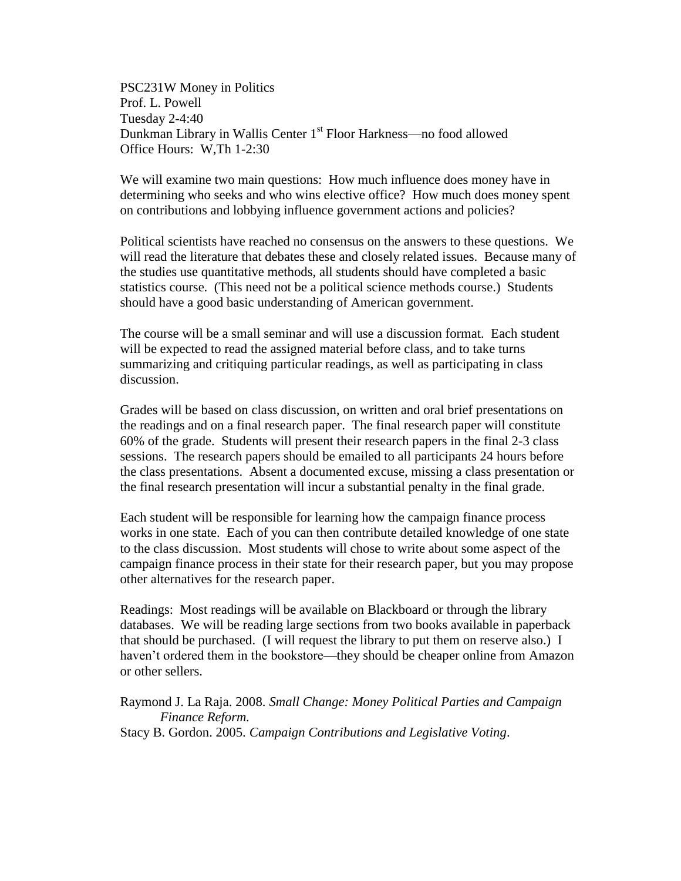PSC231W Money in Politics
Prof. L. Powell
Tuesday 2-4:40
Dunkman Library in Wallis Center 1st Floor Harkness—no food allowed
Office Hours: W,Th 1-2:30

We will examine two main questions: How much influence does money have in determining who seeks and who wins elective office? How much does money spent on contributions and lobbying influence government actions and policies?

Political scientists have reached no consensus on the answers to these questions. We will read the literature that debates these and closely related issues. Because many of the studies use quantitative methods, all students should have completed a basic statistics course. (This need not be a political science methods course.) Students should have a good basic understanding of American government.

The course will be a small seminar and will use a discussion format. Each student will be expected to read the assigned material before class, and to take turns summarizing and critiquing particular readings, as well as participating in class discussion.

Grades will be based on class discussion, on written and oral brief presentations on the readings and on a final research paper. The final research paper will constitute 60% of the grade. Students will present their research papers in the final 2-3 class sessions. The research papers should be emailed to all participants 24 hours before the class presentations. Absent a documented excuse, missing a class presentation or the final research presentation will incur a substantial penalty in the final grade.

Each student will be responsible for learning how the campaign finance process works in one state. Each of you can then contribute detailed knowledge of one state to the class discussion. Most students will chose to write about some aspect of the campaign finance process in their state for their research paper, but you may propose other alternatives for the research paper.

Readings: Most readings will be available on Blackboard or through the library databases. We will be reading large sections from two books available in paperback that should be purchased. (I will request the library to put them on reserve also.) I haven't ordered them in the bookstore—they should be cheaper online from Amazon or other sellers.

Raymond J. La Raja. 2008. *Small Change: Money Political Parties and Campaign Finance Reform.*
Stacy B. Gordon. 2005. *Campaign Contributions and Legislative Voting*.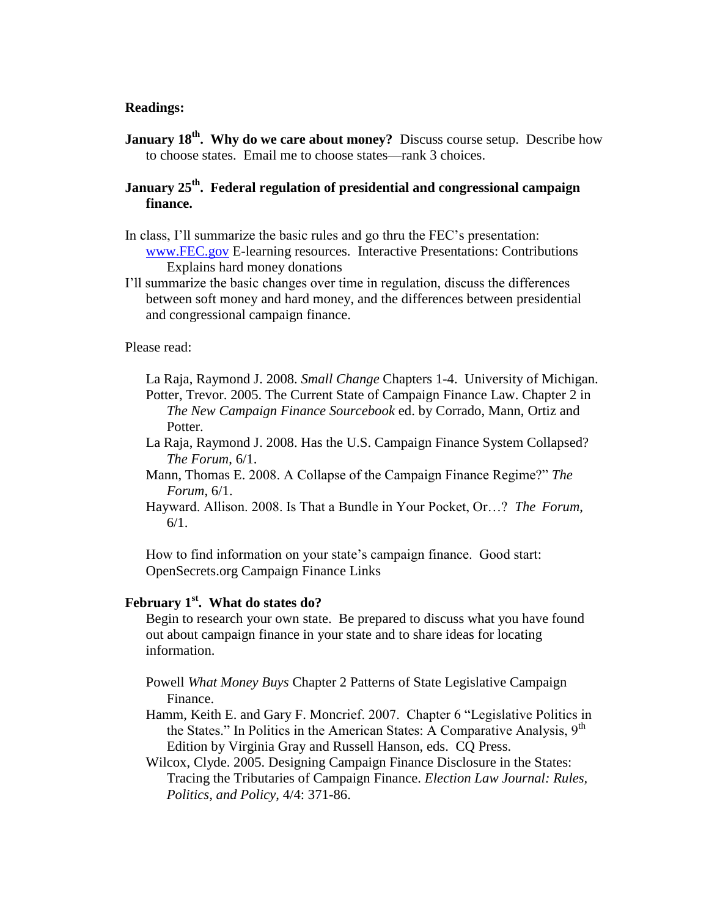**Readings:**

**January 18th. Why do we care about money?** Discuss course setup. Describe how to choose states. Email me to choose states—rank 3 choices.

**January 25th. Federal regulation of presidential and congressional campaign finance.**

In class, I'll summarize the basic rules and go thru the FEC's presentation: www.FEC.gov E-learning resources. Interactive Presentations: Contributions Explains hard money donations

I'll summarize the basic changes over time in regulation, discuss the differences between soft money and hard money, and the differences between presidential and congressional campaign finance.

Please read:

La Raja, Raymond J. 2008. *Small Change* Chapters 1-4. University of Michigan.

Potter, Trevor. 2005. The Current State of Campaign Finance Law. Chapter 2 in *The New Campaign Finance Sourcebook* ed. by Corrado, Mann, Ortiz and Potter.

La Raja, Raymond J. 2008. Has the U.S. Campaign Finance System Collapsed? *The Forum*, 6/1.

Mann, Thomas E. 2008. A Collapse of the Campaign Finance Regime?" *The Forum*, 6/1.

Hayward. Allison. 2008. Is That a Bundle in Your Pocket, Or…? *The Forum*, 6/1.

How to find information on your state's campaign finance. Good start: OpenSecrets.org Campaign Finance Links

**February 1st. What do states do?**

Begin to research your own state. Be prepared to discuss what you have found out about campaign finance in your state and to share ideas for locating information.

Powell *What Money Buys* Chapter 2 Patterns of State Legislative Campaign Finance.

Hamm, Keith E. and Gary F. Moncrief. 2007. Chapter 6 "Legislative Politics in the States." In Politics in the American States: A Comparative Analysis, 9th Edition by Virginia Gray and Russell Hanson, eds. CQ Press.

Wilcox, Clyde. 2005. Designing Campaign Finance Disclosure in the States: Tracing the Tributaries of Campaign Finance. *Election Law Journal: Rules, Politics, and Policy*, 4/4: 371-86.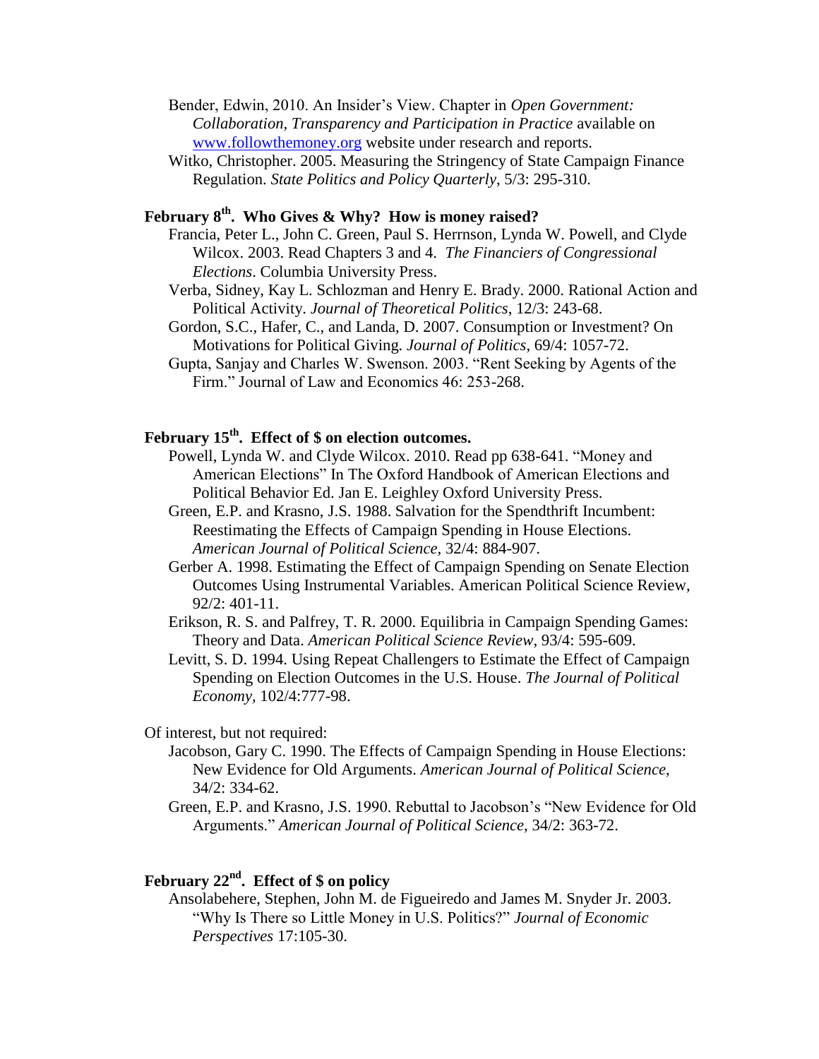Bender, Edwin, 2010. An Insider's View. Chapter in *Open Government: Collaboration, Transparency and Participation in Practice* available on [www.followthemoney.org](http://www.followthemoney.org) website under research and reports.

Witko, Christopher. 2005. Measuring the Stringency of State Campaign Finance Regulation. *State Politics and Policy Quarterly*, 5/3: 295-310.

## February 8th. Who Gives & Why? How is money raised?

Francia, Peter L., John C. Green, Paul S. Herrnson, Lynda W. Powell, and Clyde Wilcox. 2003. Read Chapters 3 and 4. *The Financiers of Congressional Elections*. Columbia University Press.

Verba, Sidney, Kay L. Schlozman and Henry E. Brady. 2000. Rational Action and Political Activity. *Journal of Theoretical Politics*, 12/3: 243-68.

Gordon, S.C., Hafer, C., and Landa, D. 2007. Consumption or Investment? On Motivations for Political Giving. *Journal of Politics*, 69/4: 1057-72.

Gupta, Sanjay and Charles W. Swenson. 2003. "Rent Seeking by Agents of the Firm." Journal of Law and Economics 46: 253-268.

## February 15th. Effect of $ on election outcomes.

Powell, Lynda W. and Clyde Wilcox. 2010. Read pp 638-641. "Money and American Elections" In The Oxford Handbook of American Elections and Political Behavior Ed. Jan E. Leighley Oxford University Press.

Green, E.P. and Krasno, J.S. 1988. Salvation for the Spendthrift Incumbent: Reestimating the Effects of Campaign Spending in House Elections. *American Journal of Political Science*, 32/4: 884-907.

Gerber A. 1998. Estimating the Effect of Campaign Spending on Senate Election Outcomes Using Instrumental Variables. American Political Science Review, 92/2: 401-11.

Erikson, R. S. and Palfrey, T. R. 2000. Equilibria in Campaign Spending Games: Theory and Data. *American Political Science Review*, 93/4: 595-609.

Levitt, S. D. 1994. Using Repeat Challengers to Estimate the Effect of Campaign Spending on Election Outcomes in the U.S. House. *The Journal of Political Economy*, 102/4:777-98.

Of interest, but not required:

Jacobson, Gary C. 1990. The Effects of Campaign Spending in House Elections: New Evidence for Old Arguments. *American Journal of Political Science*, 34/2: 334-62.

Green, E.P. and Krasno, J.S. 1990. Rebuttal to Jacobson's "New Evidence for Old Arguments." *American Journal of Political Science*, 34/2: 363-72.

## February 22nd. Effect of $ on policy

Ansolabehere, Stephen, John M. de Figueiredo and James M. Snyder Jr. 2003. "Why Is There so Little Money in U.S. Politics?" *Journal of Economic Perspectives* 17:105-30.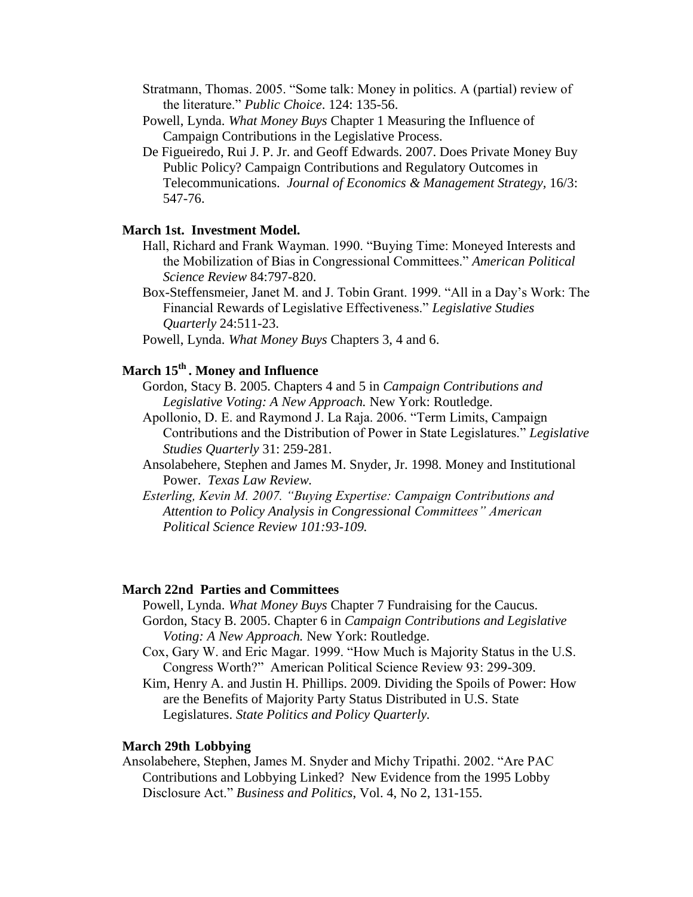Stratmann, Thomas. 2005. "Some talk: Money in politics. A (partial) review of the literature." *Public Choice*. 124: 135-56.

Powell, Lynda. *What Money Buys* Chapter 1 Measuring the Influence of Campaign Contributions in the Legislative Process.

De Figueiredo, Rui J. P. Jr. and Geoff Edwards. 2007. Does Private Money Buy Public Policy? Campaign Contributions and Regulatory Outcomes in Telecommunications. *Journal of Economics & Management Strategy*, 16/3: 547-76.

**March 1st. Investment Model.**

Hall, Richard and Frank Wayman. 1990. "Buying Time: Moneyed Interests and the Mobilization of Bias in Congressional Committees." *American Political Science Review* 84:797-820.

Box-Steffensmeier, Janet M. and J. Tobin Grant. 1999. "All in a Day's Work: The Financial Rewards of Legislative Effectiveness." *Legislative Studies Quarterly* 24:511-23.

Powell, Lynda. *What Money Buys* Chapters 3, 4 and 6.

**March 15th. Money and Influence**

Gordon, Stacy B. 2005. Chapters 4 and 5 in *Campaign Contributions and Legislative Voting: A New Approach.* New York: Routledge.

Apollonio, D. E. and Raymond J. La Raja. 2006. "Term Limits, Campaign Contributions and the Distribution of Power in State Legislatures." *Legislative Studies Quarterly* 31: 259-281.

Ansolabehere, Stephen and James M. Snyder, Jr. 1998. Money and Institutional Power. *Texas Law Review.*

*Esterling, Kevin M. 2007. "Buying Expertise: Campaign Contributions and Attention to Policy Analysis in Congressional Committees" American Political Science Review 101:93-109.*

**March 22nd Parties and Committees**

Powell, Lynda. *What Money Buys* Chapter 7 Fundraising for the Caucus.

Gordon, Stacy B. 2005. Chapter 6 in *Campaign Contributions and Legislative Voting: A New Approach.* New York: Routledge.

Cox, Gary W. and Eric Magar. 1999. "How Much is Majority Status in the U.S. Congress Worth?" American Political Science Review 93: 299-309.

Kim, Henry A. and Justin H. Phillips. 2009. Dividing the Spoils of Power: How are the Benefits of Majority Party Status Distributed in U.S. State Legislatures. *State Politics and Policy Quarterly.*

**March 29th Lobbying**

Ansolabehere, Stephen, James M. Snyder and Michy Tripathi. 2002. "Are PAC Contributions and Lobbying Linked? New Evidence from the 1995 Lobby Disclosure Act." *Business and Politics*, Vol. 4, No 2, 131-155.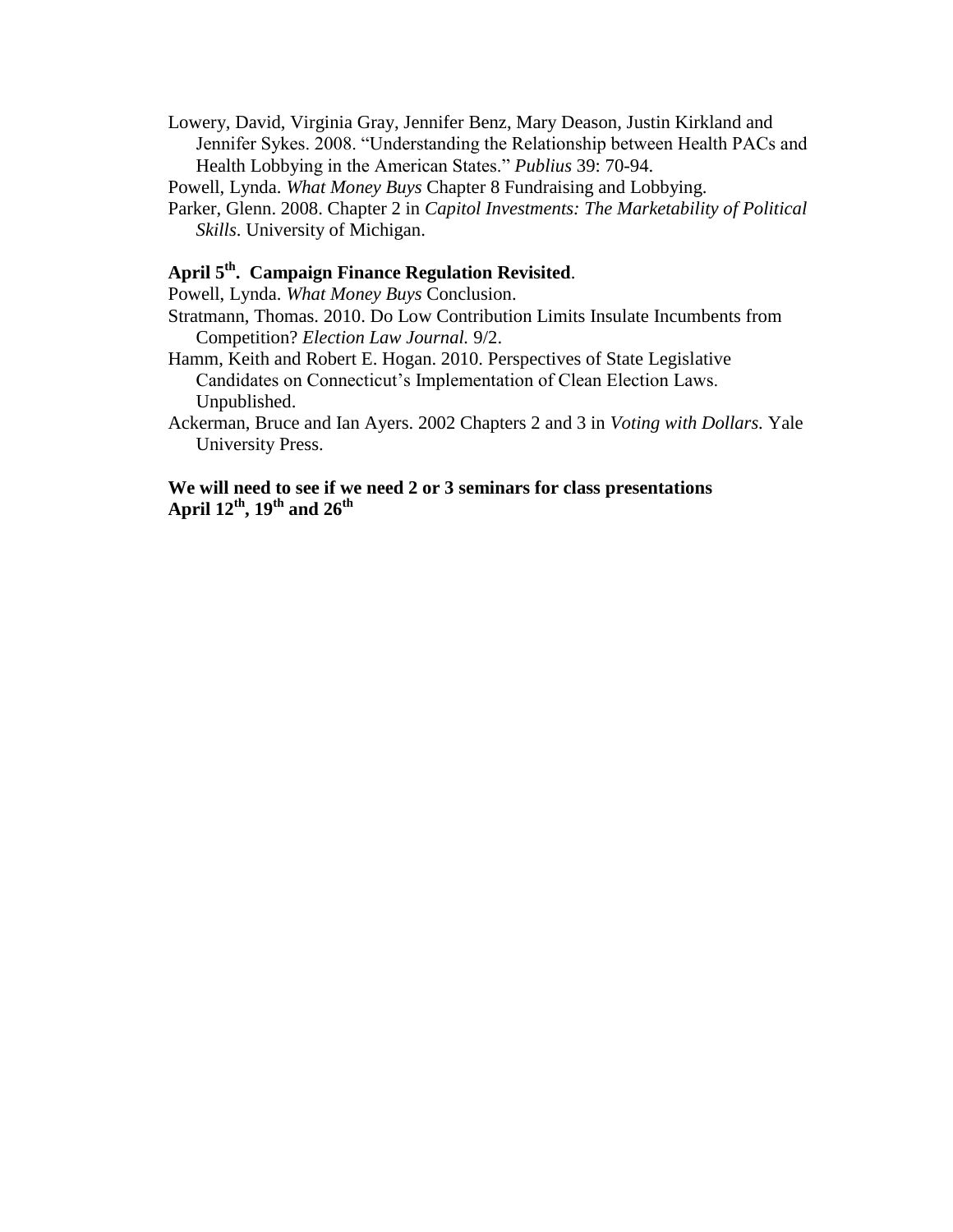Lowery, David, Virginia Gray, Jennifer Benz, Mary Deason, Justin Kirkland and Jennifer Sykes. 2008. "Understanding the Relationship between Health PACs and Health Lobbying in the American States." *Publius* 39: 70-94.

Powell, Lynda. *What Money Buys* Chapter 8 Fundraising and Lobbying.

Parker, Glenn. 2008. Chapter 2 in *Capitol Investments: The Marketability of Political Skills*. University of Michigan.

**April 5th. Campaign Finance Regulation Revisited**.

Powell, Lynda. *What Money Buys* Conclusion.

Stratmann, Thomas. 2010. Do Low Contribution Limits Insulate Incumbents from Competition? *Election Law Journal.* 9/2.

Hamm, Keith and Robert E. Hogan. 2010. Perspectives of State Legislative Candidates on Connecticut's Implementation of Clean Election Laws. Unpublished.

Ackerman, Bruce and Ian Ayers. 2002 Chapters 2 and 3 in *Voting with Dollars.* Yale University Press.

**We will need to see if we need 2 or 3 seminars for class presentations April 12th, 19th and 26th**